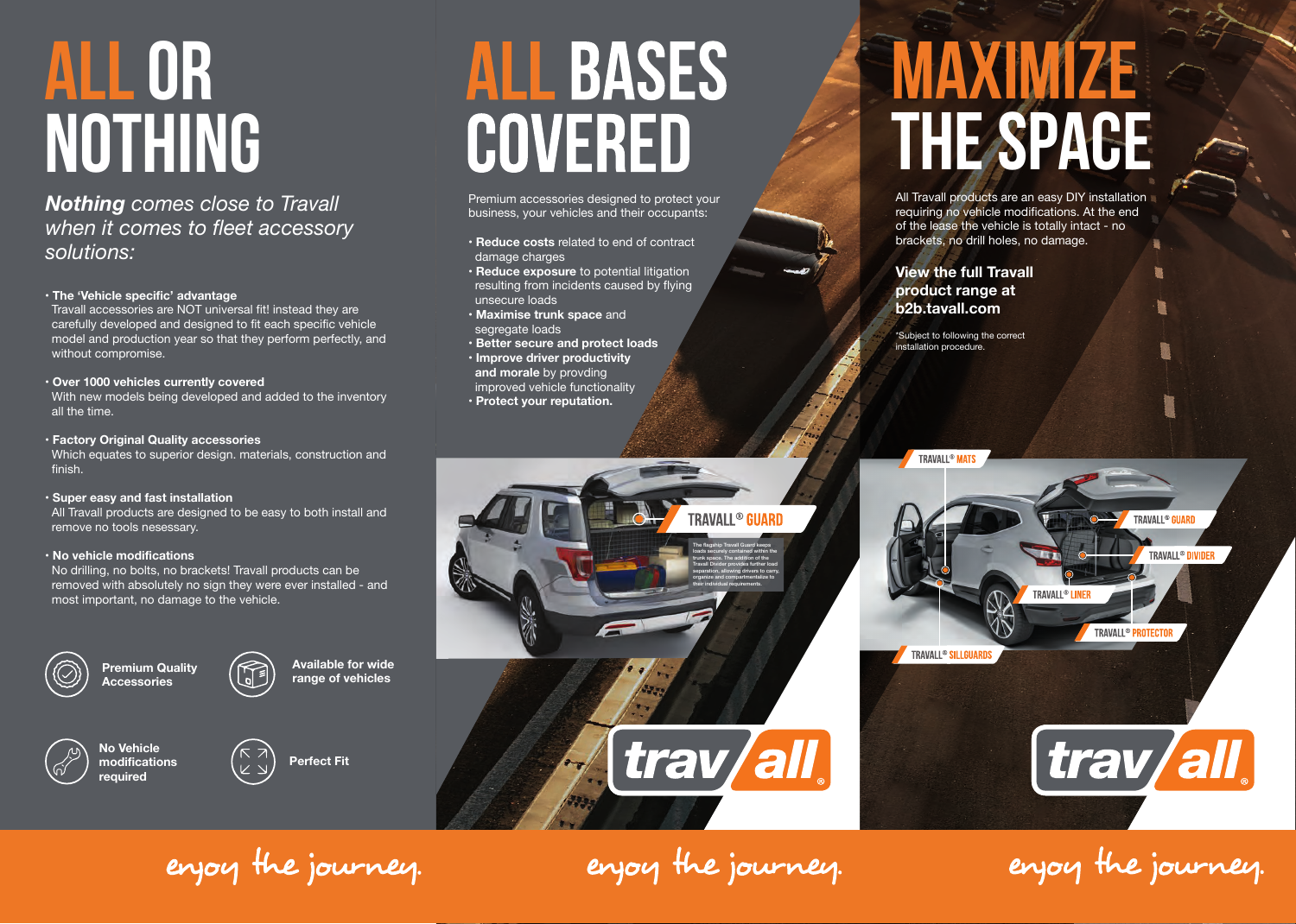# ALL OR NOTHING

***Nothing*** *comes close to Travall when it comes to fleet accessory solutions:*

- **The 'Vehicle specific' advantage**
  Travall accessories are NOT universal fit! instead they are carefully developed and designed to fit each specific vehicle model and production year so that they perform perfectly, and without compromise.
- **Over 1000 vehicles currently covered**
  With new models being developed and added to the inventory all the time.
- **Factory Original Quality accessories**
  Which equates to superior design. materials, construction and finish.
- **Super easy and fast installation**
  All Travall products are designed to be easy to both install and remove no tools nesessary.
- **No vehicle modifications**
  No drilling, no bolts, no brackets! Travall products can be removed with absolutely no sign they were ever installed - and most important, no damage to the vehicle.

**Premium Quality Accessories**

**Available for wide range of vehicles**

**No Vehicle modifications required**

**Perfect Fit**

enjoy the journey.

# ALL BASES COVERED

Premium accessories designed to protect your business, your vehicles and their occupants:

- **Reduce costs** related to end of contract damage charges
- **Reduce exposure** to potential litigation resulting from incidents caused by flying unsecure loads
- **Maximise trunk space** and segregate loads
- **Better secure and protect loads**
- **Improve driver productivity and morale** by provding improved vehicle functionality
- **Protect your reputation.**

**TRAVALL® GUARD**

The flagship Travall Guard keeps loads securely contained within the trunk space. The addition of the Travall Divider provides further load separation, allowing drivers to carry, organize and compartmentalize to their individual requirements.

trav/all®

enjoy the journey.

# MAXIMIZE THE SPACE

All Travall products are an easy DIY installation requiring no vehicle modifications. At the end of the lease the vehicle is totally intact - no brackets, no drill holes, no damage.

**View the full Travall product range at b2b.tavall.com**

*Subject to following the correct installation procedure.

TRAVALL® MATS

TRAVALL® GUARD

TRAVALL® DIVIDER

TRAVALL® LINER

TRAVALL® PROTECTOR

TRAVALL® SILLGUARDS

trav/all®

enjoy the journey.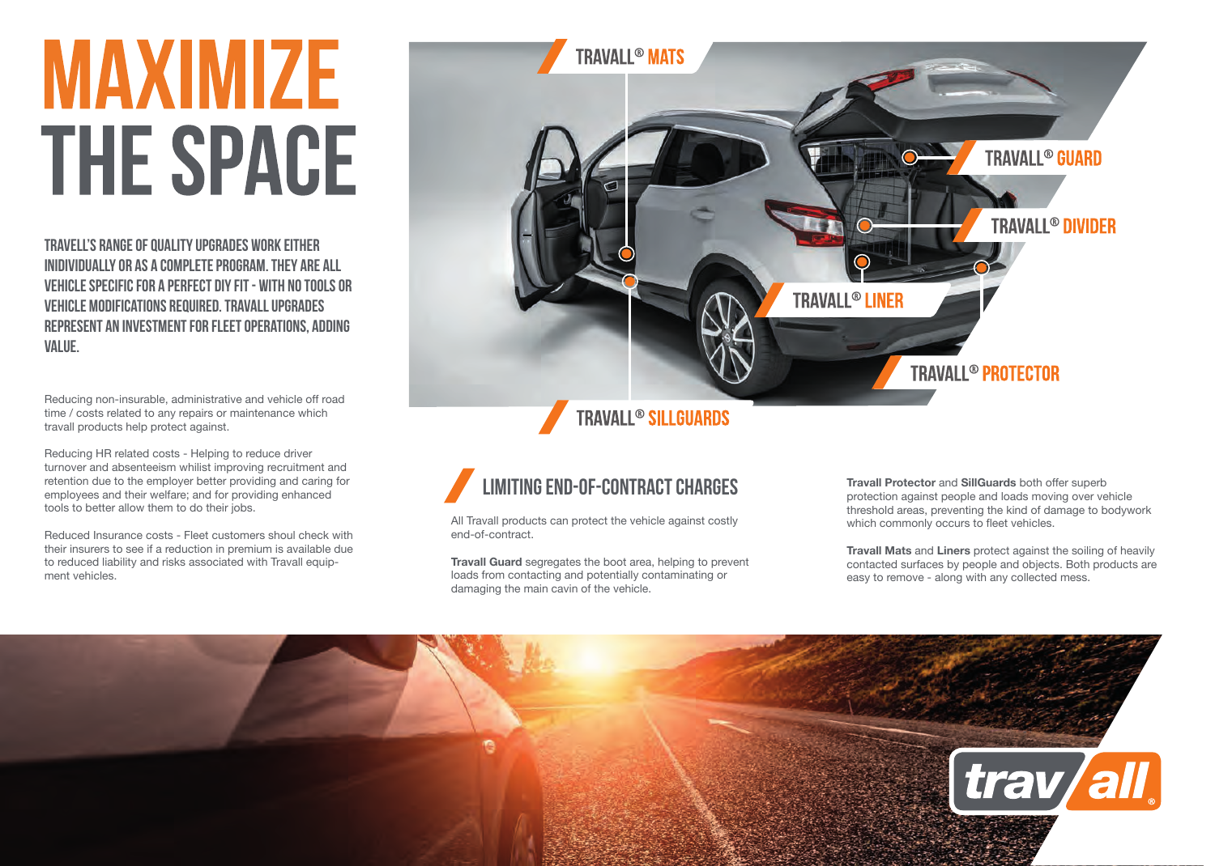# MAXIMIZE THE SPACE

**TRAVELL'S RANGE OF QUALITY UPGRADES WORK EITHER INIDIVIDUALLY OR AS A COMPLETE PROGRAM. THEY ARE ALL VEHICLE SPECIFIC FOR A PERFECT DIY FIT - WITH NO TOOLS OR VEHICLE MODIFICATIONS REQUIRED. TRAVALL UPGRADES REPRESENT AN INVESTMENT FOR FLEET OPERATIONS, ADDING VALUE.**

Reducing non-insurable, administrative and vehicle off road time / costs related to any repairs or maintenance which travall products help protect against.

Reducing HR related costs - Helping to reduce driver turnover and absenteeism whilist improving recruitment and retention due to the employer better providing and caring for employees and their welfare; and for providing enhanced tools to better allow them to do their jobs.

Reduced Insurance costs - Fleet customers shoul check with their insurers to see if a reduction in premium is available due to reduced liability and risks associated with Travall equip-ment vehicles.

TRAVALL® MATS

TRAVALL® GUARD

TRAVALL® DIVIDER

TRAVALL® LINER

TRAVALL® PROTECTOR

TRAVALL® SILLGUARDS

## LIMITING END-OF-CONTRACT CHARGES

All Travall products can protect the vehicle against costly end-of-contract.

**Travall Guard** segregates the boot area, helping to prevent loads from contacting and potentially contaminating or damaging the main cavin of the vehicle.

**Travall Protector** and **SillGuards** both offer superb protection against people and loads moving over vehicle threshold areas, preventing the kind of damage to bodywork which commonly occurs to fleet vehicles.

**Travall Mats** and **Liners** protect against the soiling of heavily contacted surfaces by people and objects. Both products are easy to remove - along with any collected mess.

trav/all®